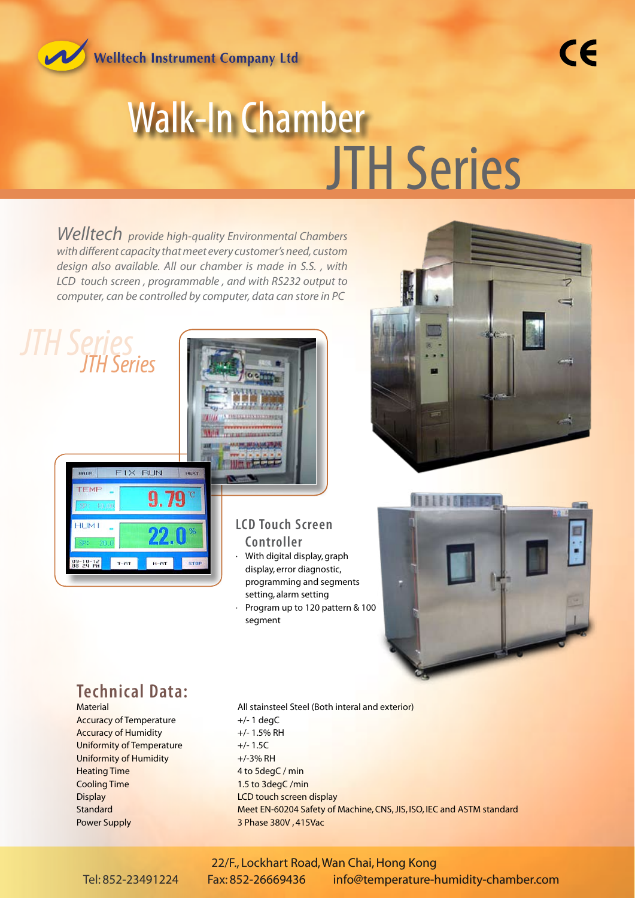Welltech Instrument Company Ltd

# Walk-In Chamber JTH Series

*Welltech provide high-quality Environmental Chambers with different capacity that meet every customer's need, custom design also available. All our chamber is made in S.S. , with LCD touch screen , programmable , and with RS232 output to computer, can be controlled by computer, data can store in PC*

## JTH Series

### LCD Touch Screen Controller

- With digital display, graph display, error diagnostic, programming and segments setting, alarm setting
- Program up to 120 pattern & 100 segment

## Technical Data:

| | |
|---|---|
| Material | All stainsteel Steel (Both interal and exterior) |
| Accuracy of Temperature | +/- 1 degC |
| Accuracy of Humidity | +/- 1.5% RH |
| Uniformity of Temperature | +/- 1.5C |
| Uniformity of Humidity | +/-3% RH |
| Heating Time | 4 to 5degC / min |
| Cooling Time | 1.5 to 3degC /min |
| Display | LCD touch screen display |
| Standard | Meet EN-60204 Safety of Machine, CNS, JIS, ISO, IEC and ASTM standard |
| Power Supply | 3 Phase 380V , 415Vac |

22/F., Lockhart Road, Wan Chai, Hong Kong

Tel: 852-23491224 Fax: 852-26669436 info@temperature-humidity-chamber.com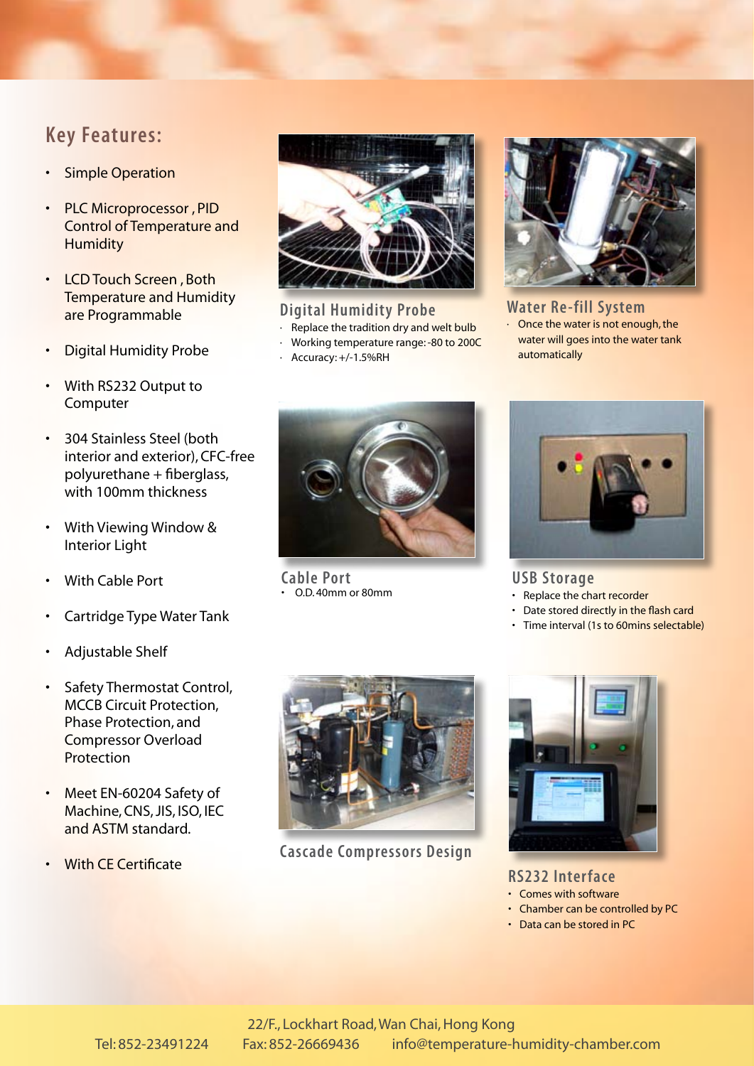## Key Features:

- Simple Operation
- PLC Microprocessor , PID Control of Temperature and Humidity
- LCD Touch Screen , Both Temperature and Humidity are Programmable
- Digital Humidity Probe
- With RS232 Output to Computer
- 304 Stainless Steel (both interior and exterior), CFC-free polyurethane + fiberglass, with 100mm thickness
- With Viewing Window & Interior Light
- With Cable Port
- Cartridge Type Water Tank
- Adjustable Shelf
- Safety Thermostat Control, MCCB Circuit Protection, Phase Protection, and Compressor Overload Protection
- Meet EN-60204 Safety of Machine, CNS, JIS, ISO, IEC and ASTM standard.
- With CE Certificate

### Digital Humidity Probe

- Replace the tradition dry and welt bulb
- Working temperature range: -80 to 200C
- Accuracy: +/-1.5%RH

### Water Re-fill System

- Once the water is not enough, the water will goes into the water tank automatically

### Cable Port

- O.D. 40mm or 80mm

### USB Storage

- Replace the chart recorder
- Date stored directly in the flash card
- Time interval (1s to 60mins selectable)

### Cascade Compressors Design

### RS232 Interface

- Comes with software
- Chamber can be controlled by PC
- Data can be stored in PC

22/F., Lockhart Road, Wan Chai, Hong Kong

Tel: 852-23491224 Fax: 852-26669436 info@temperature-humidity-chamber.com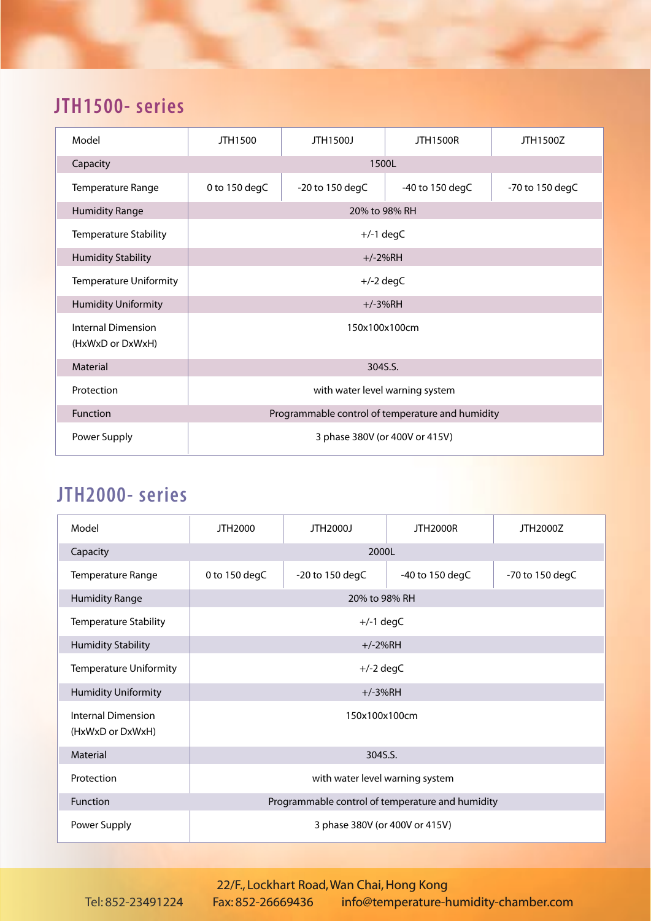## JTH1500- series

| Model | JTH1500 | JTH1500J | JTH1500R | JTH1500Z |
|---|---|---|---|---|
| Capacity | 1500L | | | |
| Temperature Range | 0 to 150 degC | -20 to 150 degC | -40 to 150 degC | -70 to 150 degC |
| Humidity Range | 20% to 98% RH | | | |
| Temperature Stability | +/-1 degC | | | |
| Humidity Stability | +/-2%RH | | | |
| Temperature Uniformity | +/-2 degC | | | |
| Humidity Uniformity | +/-3%RH | | | |
| Internal Dimension (HxWxD or DxWxH) | 150x100x100cm | | | |
| Material | 304S.S. | | | |
| Protection | with water level warning system | | | |
| Function | Programmable control of temperature and humidity | | | |
| Power Supply | 3 phase 380V (or 400V or 415V) | | | |

## JTH2000- series

| Model | JTH2000 | JTH2000J | JTH2000R | JTH2000Z |
|---|---|---|---|---|
| Capacity | 2000L | | | |
| Temperature Range | 0 to 150 degC | -20 to 150 degC | -40 to 150 degC | -70 to 150 degC |
| Humidity Range | 20% to 98% RH | | | |
| Temperature Stability | +/-1 degC | | | |
| Humidity Stability | +/-2%RH | | | |
| Temperature Uniformity | +/-2 degC | | | |
| Humidity Uniformity | +/-3%RH | | | |
| Internal Dimension (HxWxD or DxWxH) | 150x100x100cm | | | |
| Material | 304S.S. | | | |
| Protection | with water level warning system | | | |
| Function | Programmable control of temperature and humidity | | | |
| Power Supply | 3 phase 380V (or 400V or 415V) | | | |

22/F., Lockhart Road, Wan Chai, Hong Kong

Tel: 852-23491224 Fax: 852-26669436 info@temperature-humidity-chamber.com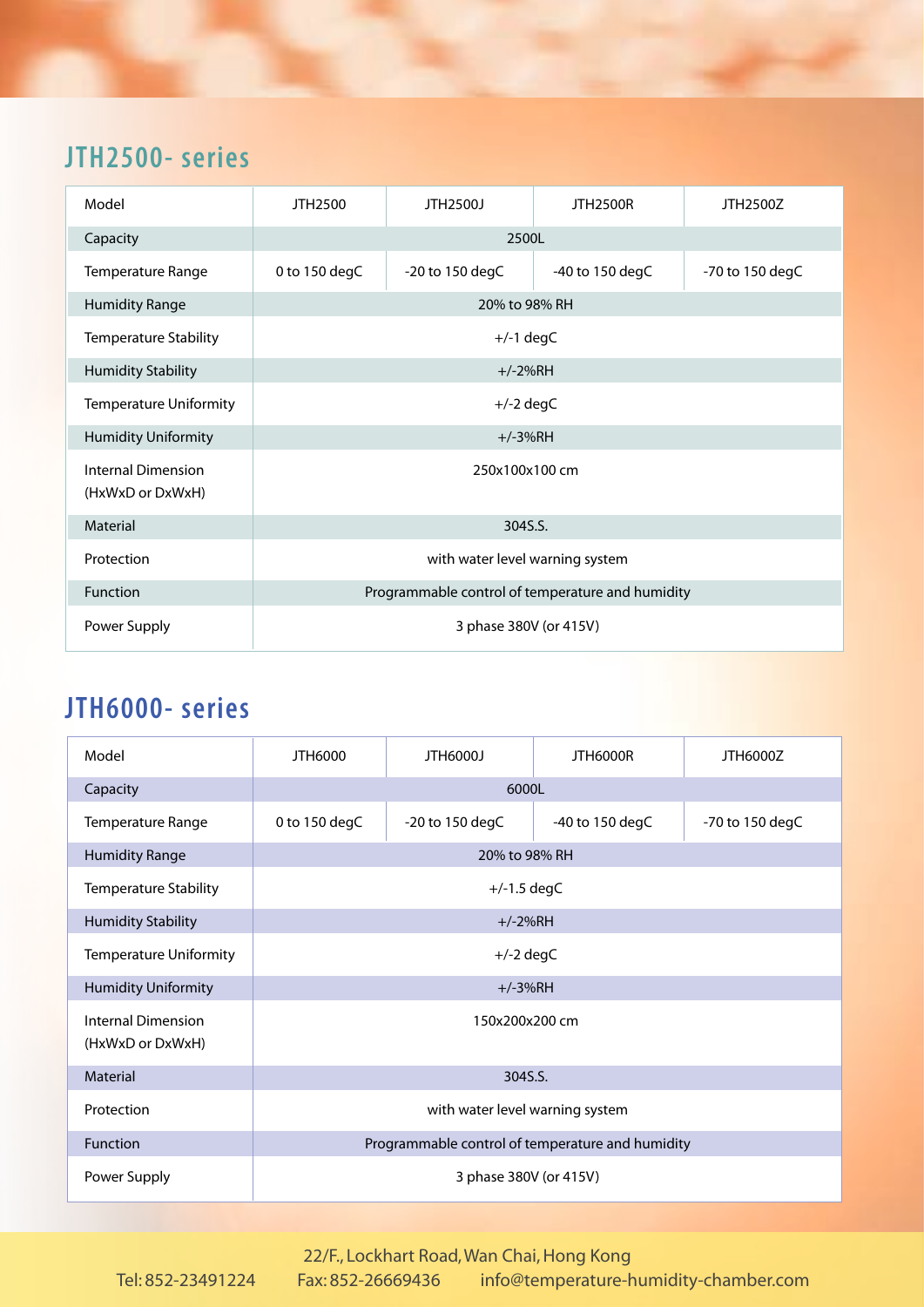## JTH2500- series

| Model | JTH2500 | JTH2500J | JTH2500R | JTH2500Z |
|---|---|---|---|---|
| Capacity | 2500L | | | |
| Temperature Range | 0 to 150 degC | -20 to 150 degC | -40 to 150 degC | -70 to 150 degC |
| Humidity Range | 20% to 98% RH | | | |
| Temperature Stability | +/-1 degC | | | |
| Humidity Stability | +/-2%RH | | | |
| Temperature Uniformity | +/-2 degC | | | |
| Humidity Uniformity | +/-3%RH | | | |
| Internal Dimension (HxWxD or DxWxH) | 250x100x100 cm | | | |
| Material | 304S.S. | | | |
| Protection | with water level warning system | | | |
| Function | Programmable control of temperature and humidity | | | |
| Power Supply | 3 phase 380V (or 415V) | | | |

## JTH6000- series

| Model | JTH6000 | JTH6000J | JTH6000R | JTH6000Z |
|---|---|---|---|---|
| Capacity | 6000L | | | |
| Temperature Range | 0 to 150 degC | -20 to 150 degC | -40 to 150 degC | -70 to 150 degC |
| Humidity Range | 20% to 98% RH | | | |
| Temperature Stability | +/-1.5 degC | | | |
| Humidity Stability | +/-2%RH | | | |
| Temperature Uniformity | +/-2 degC | | | |
| Humidity Uniformity | +/-3%RH | | | |
| Internal Dimension (HxWxD or DxWxH) | 150x200x200 cm | | | |
| Material | 304S.S. | | | |
| Protection | with water level warning system | | | |
| Function | Programmable control of temperature and humidity | | | |
| Power Supply | 3 phase 380V (or 415V) | | | |

22/F., Lockhart Road, Wan Chai, Hong Kong

Tel: 852-23491224 Fax: 852-26669436 info@temperature-humidity-chamber.com